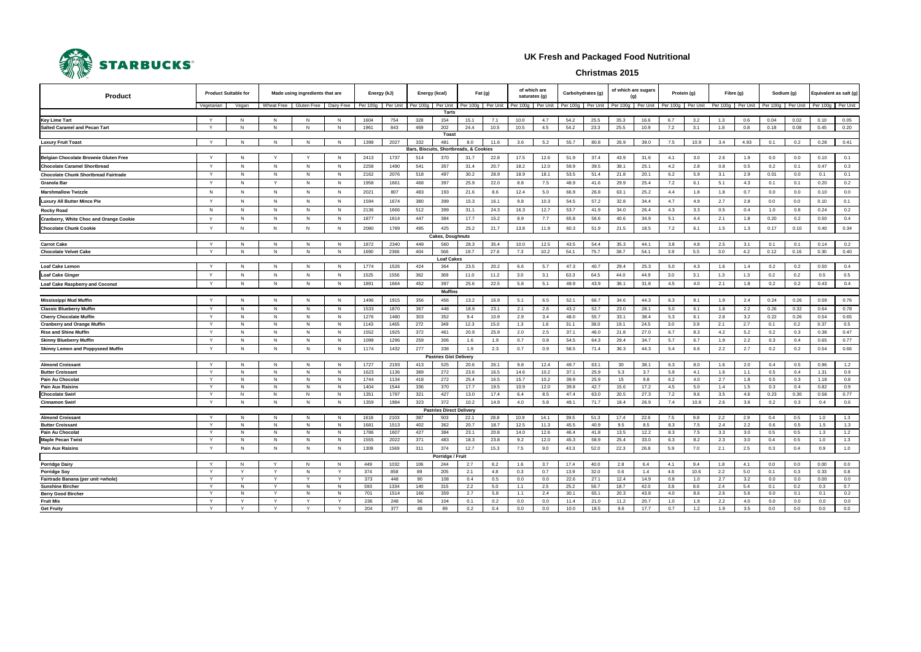# UK Fresh and Packaged Food Nutritional

## Christmas 2015

| Product | Product Suitable for | | Made using ingredients that are | | | Energy (kJ) | | Energy (kcal) | | Fat (g) | | of which are saturates (g) | | Carbohydrates (g) | | of which are sugars (g) | | Protein (g) | | Fibre (g) | | Sodium (g) | | Equivalent as salt (g) | |
|---|---|---|---|---|---|---|---|---|---|---|---|---|---|---|---|---|---|---|---|---|---|---|---|---|---|
| | Vegetarian | Vegan | Wheat Free | Gluten Free | Dairy Free | Per 100g | Per Unit | Per 100g | Per Unit | Per 100g | Per Unit | Per 100g | Per Unit | Per 100g | Per Unit | Per 100g | Per Unit | Per 100g | Per Unit | Per 100g | Per Unit | Per 100g | Per Unit | Per 100g | Per Unit |
| **Tarts** | | | | | | | | | | | | | | | | | | | | | | | | | |
| Key Lime Tart | Y | N | N | N | N | 1604 | 754 | 328 | 154 | 15.1 | 7.1 | 10.0 | 4.7 | 54.2 | 25.5 | 35.3 | 16.6 | 6.7 | 3.2 | 1.3 | 0.6 | 0.04 | 0.02 | 0.10 | 0.05 |
| Salted Caramel and Pecan Tart | Y | N | N | N | N | 1961 | 843 | 469 | 202 | 24.4 | 10.5 | 10.5 | 4.5 | 54.2 | 23.3 | 25.5 | 10.9 | 7.2 | 3.1 | 1.8 | 0.8 | 0.18 | 0.08 | 0.45 | 0.20 |
| **Toast** | | | | | | | | | | | | | | | | | | | | | | | | | |
| Luxury Fruit Toast | Y | N | N | N | N | 1398 | 2027 | 332 | 481 | 8.0 | 11.6 | 3.6 | 5.2 | 55.7 | 80.8 | 26.9 | 39.0 | 7.5 | 10.9 | 3.4 | 4.93 | 0.1 | 0.2 | 0.28 | 0.41 |
| **Bars, Biscuits, Shortbreads, & Cookies** | | | | | | | | | | | | | | | | | | | | | | | | | |
| Belgian Chocolate Brownie Gluten Free | Y | N | Y | Y | N | 2413 | 1737 | 514 | 370 | 31.7 | 22.8 | 17.5 | 12.6 | 51.9 | 37.4 | 43.9 | 31.6 | 4.1 | 3.0 | 2.6 | 1.9 | 0.0 | 0.0 | 0.10 | 0.1 |
| Chocolate Caramel Shortbread | Y | N | N | N | N | 2258 | 1490 | 541 | 357 | 31.4 | 20.7 | 18.2 | 12.0 | 59.9 | 39.5 | 38.1 | 25.1 | 4.2 | 2.8 | 0.8 | 0.5 | 0.2 | 0.1 | 0.47 | 0.3 |
| Chocolate Chunk Shortbread Fairtrade | Y | N | N | N | N | 2162 | 2076 | 518 | 497 | 30.2 | 28.9 | 18.9 | 18.1 | 53.5 | 51.4 | 21.8 | 20.1 | 6.2 | 5.9 | 3.1 | 2.9 | 0.01 | 0.0 | 0.1 | 0.1 |
| Granola Bar | Y | N | Y | N | N | 1958 | 1661 | 468 | 397 | 25.9 | 22.0 | 8.8 | 7.5 | 48.9 | 41.6 | 29.9 | 25.4 | 7.2 | 6.1 | 5.1 | 4.3 | 0.1 | 0.1 | 0.20 | 0.2 |
| Marshmallow Twizzle | N | N | N | N | N | 2021 | 807 | 483 | 193 | 21.6 | 8.6 | 12.4 | 5.0 | 66.9 | 26.8 | 63.1 | 25.2 | 4.4 | 1.8 | 1.8 | 0.7 | 0.0 | 0.0 | 0.10 | 0.0 |
| Luxury All Butter Mince Pie | Y | N | N | N | N | 1594 | 1674 | 380 | 399 | 15.3 | 16.1 | 9.8 | 10.3 | 54.5 | 57.2 | 32.8 | 34.4 | 4.7 | 4.9 | 2.7 | 2.8 | 0.0 | 0.0 | 0.10 | 0.1 |
| Rocky Road | N | N | N | N | N | 2136 | 1666 | 512 | 399 | 31.1 | 24.3 | 16.3 | 12.7 | 53.7 | 41.9 | 34.0 | 26.4 | 4.3 | 3.3 | 0.5 | 0.4 | 1.0 | 0.8 | 0.24 | 0.2 |
| Cranberry, White Choc and Orange Cookie | Y | N | N | N | N | 1877 | 1614 | 447 | 384 | 17.7 | 15.2 | 8.9 | 7.7 | 65.8 | 56.6 | 40.6 | 34.9 | 5.1 | 4.4 | 2.1 | 1.8 | 0.20 | 0.2 | 0.50 | 0.4 |
| Chocolate Chunk Cookie | Y | N | N | N | N | 2080 | 1789 | 495 | 425 | 25.2 | 21.7 | 13.8 | 11.9 | 60.3 | 51.9 | 21.5 | 18.5 | 7.2 | 6.1 | 1.5 | 1.3 | 0.17 | 0.10 | 0.40 | 0.34 |
| **Cakes, Doughnuts** | | | | | | | | | | | | | | | | | | | | | | | | | |
| Carrot Cake | Y | N | N | N | N | 1872 | 2340 | 449 | 560 | 28.3 | 35.4 | 10.0 | 12.5 | 43.5 | 54.4 | 35.3 | 44.1 | 3.8 | 4.8 | 2.5 | 3.1 | 0.1 | 0.1 | 0.14 | 0.2 |
| Chocolate Velvet Cake | Y | N | N | N | N | 1690 | 2366 | 404 | 566 | 19.7 | 27.6 | 7.3 | 10.2 | 54.1 | 75.7 | 38.7 | 54.1 | 3.9 | 5.5 | 3.0 | 4.2 | 0.12 | 0.16 | 0.30 | 0.40 |
| **Loaf Cakes** | | | | | | | | | | | | | | | | | | | | | | | | | |
| Loaf Cake Lemon | Y | N | N | N | N | 1774 | 1526 | 424 | 364 | 23.5 | 20.2 | 6.6 | 5.7 | 47.3 | 40.7 | 29.4 | 25.3 | 5.0 | 4.3 | 1.6 | 1.4 | 0.2 | 0.2 | 0.50 | 0.4 |
| Loaf Cake Ginger | Y | N | N | N | N | 1525 | 1556 | 362 | 369 | 11.0 | 11.2 | 3.0 | 3.1 | 63.3 | 64.5 | 44.0 | 44.9 | 3.0 | 3.1 | 1.3 | 1.3 | 0.2 | 0.2 | 0.5 | 0.5 |
| Loaf Cake Raspberry and Coconut | Y | N | N | N | N | 1891 | 1664 | 452 | 397 | 25.6 | 22.5 | 5.8 | 5.1 | 49.9 | 43.9 | 36.1 | 31.8 | 4.5 | 4.0 | 2.1 | 1.8 | 0.2 | 0.2 | 0.43 | 0.4 |
| **Muffins** | | | | | | | | | | | | | | | | | | | | | | | | | |
| Mississippi Mud Muffin | Y | N | N | N | N | 1496 | 1915 | 356 | 456 | 13.2 | 16.9 | 5.1 | 6.5 | 52.1 | 66.7 | 34.6 | 44.3 | 6.3 | 8.1 | 1.9 | 2.4 | 0.24 | 0.26 | 0.59 | 0.76 |
| Classic Blueberry Muffin | Y | N | N | N | N | 1533 | 1870 | 367 | 448 | 18.9 | 23.1 | 2.1 | 2.6 | 43.2 | 52.7 | 23.0 | 28.1 | 5.0 | 6.1 | 1.8 | 2.2 | 0.26 | 0.32 | 0.64 | 0.78 |
| Cherry Chocolate Muffin | Y | N | N | N | N | 1276 | 1480 | 303 | 352 | 9.4 | 10.9 | 2.9 | 3.4 | 48.0 | 55.7 | 33.1 | 38.4 | 5.3 | 6.1 | 2.8 | 3.2 | 0.22 | 0.26 | 0.54 | 0.65 |
| Cranberry and Orange Muffin | Y | N | N | N | N | 1143 | 1465 | 272 | 349 | 12.3 | 15.0 | 1.3 | 1.6 | 31.1 | 38.0 | 19.1 | 24.5 | 3.0 | 3.9 | 2.1 | 2.7 | 0.1 | 0.2 | 0.37 | 0.5 |
| Rise and Shine Muffin | Y | N | N | N | N | 1552 | 1925 | 372 | 461 | 20.9 | 25.9 | 2.0 | 2.5 | 37.1 | 46.0 | 21.8 | 27.0 | 6.7 | 8.3 | 4.2 | 5.2 | 0.2 | 0.3 | 0.38 | 0.47 |
| Skinny Blueberry Muffin | Y | N | N | N | N | 1098 | 1296 | 259 | 306 | 1.6 | 1.9 | 0.7 | 0.8 | 54.5 | 64.3 | 29.4 | 34.7 | 5.7 | 6.7 | 1.9 | 2.2 | 0.3 | 0.4 | 0.65 | 0.77 |
| Skinny Lemon and Poppyseed Muffin | Y | N | N | N | N | 1174 | 1432 | 277 | 338 | 1.9 | 2.3 | 0.7 | 0.9 | 58.5 | 71.4 | 36.3 | 44.3 | 5.4 | 6.6 | 2.2 | 2.7 | 0.2 | 0.2 | 0.54 | 0.66 |
| **Pastries Gist Delivery** | | | | | | | | | | | | | | | | | | | | | | | | | |
| Almond Croissant | Y | N | N | N | N | 1727 | 2193 | 413 | 525 | 20.6 | 26.1 | 9.8 | 12.4 | 49.7 | 63.1 | 30 | 38.1 | 6.3 | 8.0 | 1.6 | 2.0 | 0.4 | 0.5 | 0.96 | 1.2 |
| Butter Croissant | Y | N | N | N | N | 1623 | 1136 | 389 | 272 | 23.6 | 16.5 | 14.6 | 10.2 | 37.1 | 25.9 | 5.3 | 3.7 | 5.9 | 4.1 | 1.6 | 1.1 | 0.5 | 0.4 | 1.31 | 0.9 |
| Pain Au Chocolat | Y | N | N | N | N | 1744 | 1134 | 418 | 272 | 25.4 | 16.5 | 15.7 | 10.2 | 39.9 | 25.9 | 15 | 9.8 | 6.2 | 4.0 | 2.7 | 1.8 | 0.5 | 0.3 | 1.18 | 0.8 |
| Pain Aux Raisins | Y | N | N | N | N | 1404 | 1544 | 336 | 370 | 17.7 | 19.5 | 10.9 | 12.0 | 39.8 | 42.7 | 15.6 | 17.2 | 4.5 | 5.0 | 1.4 | 1.5 | 0.3 | 0.4 | 0.82 | 0.9 |
| Chocolate Swirl | Y | N | N | N | N | 1351 | 1797 | 321 | 427 | 13.0 | 17.4 | 6.4 | 8.5 | 47.4 | 63.0 | 20.5 | 27.3 | 7.2 | 9.6 | 3.5 | 4.6 | 0.23 | 0.30 | 0.58 | 0.77 |
| Cinnamon Swirl | Y | N | N | N | N | 1359 | 1984 | 323 | 372 | 10.2 | 14.9 | 4.0 | 5.8 | 49.1 | 71.7 | 18.4 | 26.9 | 7.4 | 10.8 | 2.6 | 3.8 | 0.2 | 0.3 | 0.4 | 0.6 |
| **Pastries Direct Delivery** | | | | | | | | | | | | | | | | | | | | | | | | | |
| Almond Croissant | Y | N | N | N | N | 1618 | 2103 | 387 | 503 | 22.1 | 28.8 | 10.9 | 14.1 | 39.5 | 51.3 | 17.4 | 22.6 | 7.5 | 9.8 | 2.2 | 2.9 | 0.4 | 0.5 | 1.0 | 1.3 |
| Butter Croissant | Y | N | N | N | N | 1681 | 1513 | 402 | 362 | 20.7 | 18.7 | 12.5 | 11.3 | 45.5 | 40.9 | 9.5 | 8.5 | 8.3 | 7.5 | 2.4 | 2.2 | 0.6 | 0.5 | 1.5 | 1.3 |
| Pain Au Chocolat | Y | N | N | N | N | 1786 | 1607 | 427 | 384 | 23.1 | 20.8 | 14.0 | 12.6 | 46.4 | 41.8 | 13.5 | 12.2 | 8.3 | 7.5 | 3.3 | 3.0 | 0.5 | 0.5 | 1.3 | 1.2 |
| Maple Pecan Twist | Y | N | N | N | N | 1555 | 2022 | 371 | 483 | 18.3 | 23.8 | 9.2 | 12.0 | 45.3 | 58.9 | 25.4 | 33.0 | 6.3 | 8.2 | 2.3 | 3.0 | 0.4 | 0.5 | 1.0 | 1.3 |
| Pain Aux Raisins | Y | N | N | N | N | 1308 | 1569 | 311 | 374 | 12.7 | 15.3 | 7.5 | 9.0 | 43.3 | 52.0 | 22.3 | 26.8 | 5.9 | 7.0 | 2.1 | 2.5 | 0.3 | 0.4 | 0.9 | 1.0 |
| **Porridge / Fruit** | | | | | | | | | | | | | | | | | | | | | | | | | |
| Porridge Dairy | Y | N | Y | N | N | 449 | 1032 | 106 | 244 | 2.7 | 6.2 | 1.6 | 3.7 | 17.4 | 40.0 | 2.8 | 6.4 | 4.1 | 9.4 | 1.8 | 4.1 | 0.0 | 0.0 | 0.00 | 0.0 |
| Porridge Soy | Y | Y | Y | N | Y | 374 | 858 | 89 | 205 | 2.1 | 4.8 | 0.3 | 0.7 | 13.9 | 32.0 | 0.6 | 1.4 | 4.6 | 10.6 | 2.2 | 5.0 | 0.1 | 0.3 | 0.33 | 0.8 |
| Fairtrade Banana (per unit =whole) | Y | Y | Y | Y | Y | 373 | 448 | 90 | 108 | 0.4 | 0.5 | 0.0 | 0.0 | 22.6 | 27.1 | 12.4 | 14.9 | 0.8 | 1.0 | 2.7 | 3.2 | 0.0 | 0.0 | 0.00 | 0.0 |
| Sunshine Bircher | Y | N | Y | N | N | 593 | 1334 | 140 | 315 | 2.2 | 5.0 | 1.1 | 2.5 | 25.2 | 56.7 | 18.7 | 42.0 | 3.8 | 8.6 | 2.4 | 5.4 | 0.1 | 0.2 | 0.3 | 0.7 |
| Berry Good Bircher | Y | N | Y | N | N | 701 | 1514 | 166 | 359 | 2.7 | 5.8 | 1.1 | 2.4 | 30.1 | 65.1 | 20.3 | 43.8 | 4.0 | 8.6 | 2.6 | 5.6 | 0.0 | 0.1 | 0.1 | 0.2 |
| Fruit Mix | Y | Y | Y | Y | Y | 236 | 248 | 56 | 104 | 0.1 | 0.2 | 0.0 | 0.0 | 11.4 | 21.0 | 11.2 | 20.7 | 1.0 | 1.9 | 2.2 | 4.0 | 0.0 | 0.0 | 0.0 | 0.0 |
| Get Fruity | Y | Y | Y | Y | Y | 204 | 377 | 48 | 89 | 0.2 | 0.4 | 0.0 | 0.0 | 10.0 | 18.5 | 9.6 | 17.7 | 0.7 | 1.2 | 1.9 | 3.5 | 0.0 | 0.0 | 0.0 | 0.0 |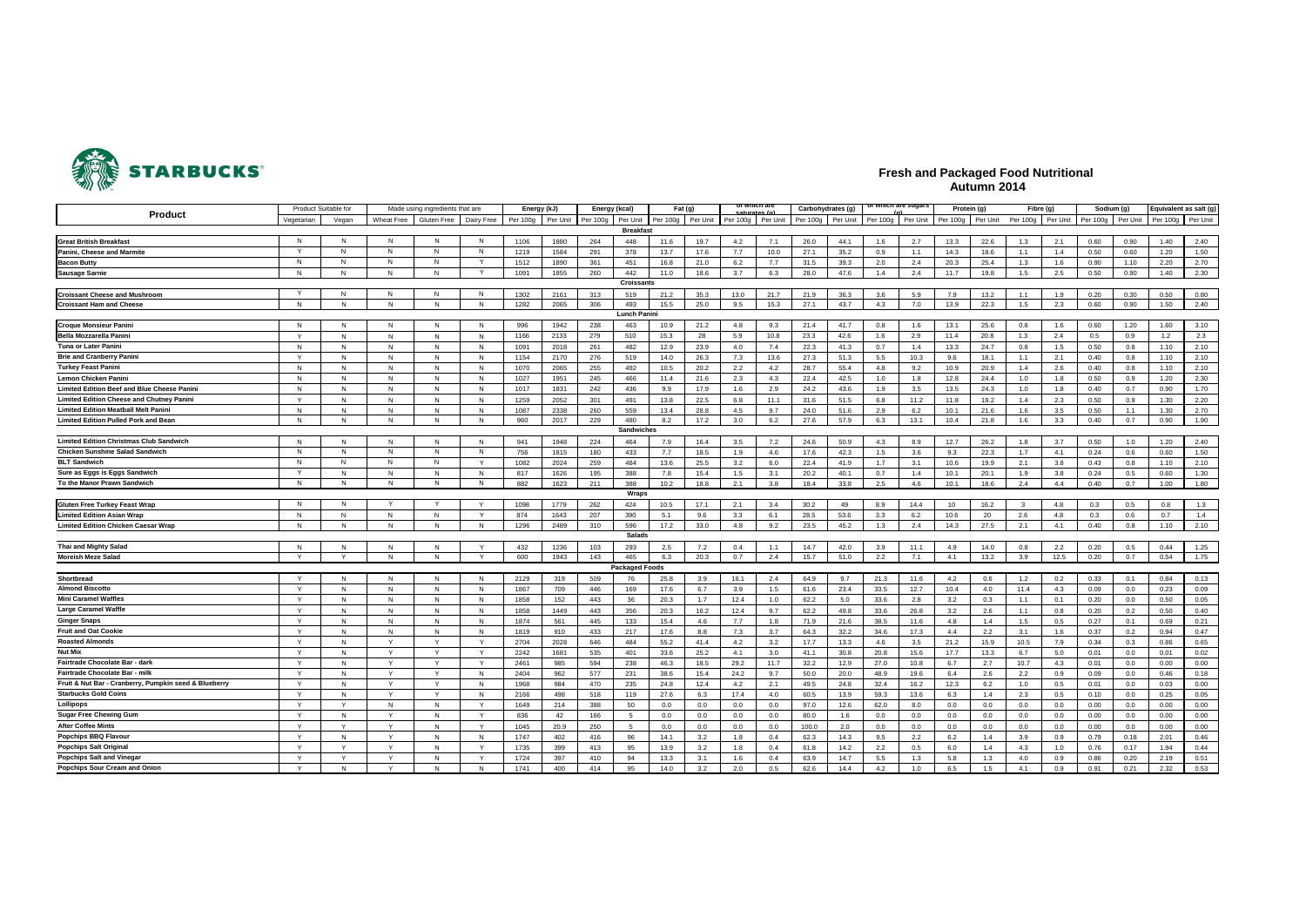**STARBUCKS**

# Fresh and Packaged Food Nutritional
## Autumn 2014

| Product | Product Suitable for | | Made using ingredients that are | | | Energy (kJ) | | Energy (kcal) | | Fat (g) | | Of which are saturates (g) | | Carbohydrates (g) | | Of which are sugars (g) | | Protein (g) | | Fibre (g) | | Sodium (g) | | Equivalent as salt (g) | |
|---|---|---|---|---|---|---|---|---|---|---|---|---|---|---|---|---|---|---|---|---|---|---|---|---|---|
| | Vegetarian | Vegan | Wheat Free | Gluten Free | Dairy Free | Per 100g | Per Unit | Per 100g | Per Unit | Per 100g | Per Unit | Per 100g | Per Unit | Per 100g | Per Unit | Per 100g | Per Unit | Per 100g | Per Unit | Per 100g | Per Unit | Per 100g | Per Unit | Per 100g | Per Unit |
| **Breakfast** | | | | | | | | | | | | | | | | | | | | | | | | | |
| **Great British Breakfast** | N | N | N | N | N | 1106 | 1880 | 264 | 448 | 11.6 | 19.7 | 4.2 | 7.1 | 26.0 | 44.1 | 1.6 | 2.7 | 13.3 | 22.6 | 1.3 | 2.1 | 0.60 | 0.90 | 1.40 | 2.40 |
| **Panini, Cheese and Marmite** | Y | N | N | N | N | 1219 | 1584 | 291 | 378 | 13.7 | 17.6 | 7.7 | 10.0 | 27.1 | 35.2 | 0.9 | 1.1 | 14.3 | 18.6 | 1.1 | 1.4 | 0.50 | 0.60 | 1.20 | 1.50 |
| **Bacon Butty** | N | N | N | N | Y | 1512 | 1890 | 361 | 451 | 16.8 | 21.0 | 6.2 | 7.7 | 31.5 | 39.3 | 2.0 | 2.4 | 20.3 | 25.4 | 1.3 | 1.6 | 0.90 | 1.10 | 2.20 | 2.70 |
| **Sausage Sarnie** | N | N | N | N | Y | 1091 | 1855 | 260 | 442 | 11.0 | 18.6 | 3.7 | 6.3 | 28.0 | 47.6 | 1.4 | 2.4 | 11.7 | 19.8 | 1.5 | 2.5 | 0.50 | 0.90 | 1.40 | 2.30 |
| **Croissants** | | | | | | | | | | | | | | | | | | | | | | | | | |
| **Croissant Cheese and Mushroom** | Y | N | N | N | N | 1302 | 2161 | 313 | 519 | 21.2 | 35.3 | 13.0 | 21.7 | 21.9 | 36.3 | 3.6 | 5.9 | 7.9 | 13.2 | 1.1 | 1.9 | 0.20 | 0.30 | 0.50 | 0.80 |
| **Croissant Ham and Cheese** | N | N | N | N | N | 1282 | 2065 | 306 | 493 | 15.5 | 25.0 | 9.5 | 15.3 | 27.1 | 43.7 | 4.3 | 7.0 | 13.9 | 22.3 | 1.5 | 2.3 | 0.60 | 0.90 | 1.50 | 2.40 |
| **Lunch Panini** | | | | | | | | | | | | | | | | | | | | | | | | | |
| **Croque Monsieur Panini** | N | N | N | N | N | 996 | 1942 | 238 | 463 | 10.9 | 21.2 | 4.8 | 9.3 | 21.4 | 41.7 | 0.8 | 1.6 | 13.1 | 25.6 | 0.8 | 1.6 | 0.60 | 1.20 | 1.60 | 3.10 |
| **Bella Mozzarella Panini** | Y | N | N | N | N | 1166 | 2133 | 279 | 510 | 15.3 | 28 | 5.9 | 10.8 | 23.3 | 42.6 | 1.6 | 2.9 | 11.4 | 20.8 | 1.3 | 2.4 | 0.5 | 0.9 | 1.2 | 2.3 |
| **Tuna or Later Panini** | N | N | N | N | N | 1091 | 2018 | 261 | 482 | 12.9 | 23.9 | 4.0 | 7.4 | 22.3 | 41.3 | 0.7 | 1.4 | 13.3 | 24.7 | 0.8 | 1.5 | 0.50 | 0.8 | 1.10 | 2.10 |
| **Brie and Cranberry Panini** | Y | N | N | N | N | 1154 | 2170 | 276 | 519 | 14.0 | 26.3 | 7.3 | 13.6 | 27.3 | 51.3 | 5.5 | 10.3 | 9.6 | 18.1 | 1.1 | 2.1 | 0.40 | 0.8 | 1.10 | 2.10 |
| **Turkey Feast Panini** | N | N | N | N | N | 1070 | 2065 | 255 | 492 | 10.5 | 20.2 | 2.2 | 4.2 | 28.7 | 55.4 | 4.8 | 9.2 | 10.9 | 20.9 | 1.4 | 2.6 | 0.40 | 0.8 | 1.10 | 2.10 |
| **Lemon Chicken Panini** | N | N | N | N | N | 1027 | 1951 | 245 | 466 | 11.4 | 21.6 | 2.3 | 4.3 | 22.4 | 42.5 | 1.0 | 1.8 | 12.8 | 24.4 | 1.0 | 1.8 | 0.50 | 0.9 | 1.20 | 2.30 |
| **Limited Edition Beef and Blue Cheese Panini** | N | N | N | N | N | 1017 | 1831 | 242 | 436 | 9.9 | 17.9 | 1.6 | 2.9 | 24.2 | 43.6 | 1.9 | 3.5 | 13.5 | 24.3 | 1.0 | 1.8 | 0.40 | 0.7 | 0.90 | 1.70 |
| **Limited Edition Cheese and Chutney Panini** | Y | N | N | N | N | 1259 | 2052 | 301 | 491 | 13.8 | 22.5 | 6.8 | 11.1 | 31.6 | 51.5 | 6.8 | 11.2 | 11.8 | 19.2 | 1.4 | 2.3 | 0.50 | 0.9 | 1.30 | 2.20 |
| **Limited Edition Meatball Melt Panini** | N | N | N | N | N | 1087 | 2338 | 260 | 559 | 13.4 | 28.8 | 4.5 | 9.7 | 24.0 | 51.6 | 2.9 | 6.2 | 10.1 | 21.6 | 1.6 | 3.5 | 0.50 | 1.1 | 1.30 | 2.70 |
| **Limited Edition Pulled Pork and Bean** | N | N | N | N | N | 960 | 2017 | 229 | 480 | 8.2 | 17.2 | 3.0 | 6.2 | 27.6 | 57.9 | 6.3 | 13.1 | 10.4 | 21.8 | 1.6 | 3.3 | 0.40 | 0.7 | 0.90 | 1.90 |
| **Sandwiches** | | | | | | | | | | | | | | | | | | | | | | | | | |
| **Limited Edition Christmas Club Sandwich** | N | N | N | N | N | 941 | 1948 | 224 | 464 | 7.9 | 16.4 | 3.5 | 7.2 | 24.6 | 50.9 | 4.3 | 8.9 | 12.7 | 26.2 | 1.8 | 3.7 | 0.50 | 1.0 | 1.20 | 2.40 |
| **Chicken Sunshine Salad Sandwich** | N | N | N | N | N | 756 | 1815 | 180 | 433 | 7.7 | 18.5 | 1.9 | 4.6 | 17.6 | 42.3 | 1.5 | 3.6 | 9.3 | 22.3 | 1.7 | 4.1 | 0.24 | 0.6 | 0.60 | 1.50 |
| **BLT Sandwich** | N | N | N | N | Y | 1082 | 2024 | 259 | 484 | 13.6 | 25.5 | 3.2 | 6.0 | 22.4 | 41.9 | 1.7 | 3.1 | 10.6 | 19.9 | 2.1 | 3.8 | 0.43 | 0.8 | 1.10 | 2.10 |
| **Sure as Eggs is Eggs Sandwich** | Y | N | N | N | N | 817 | 1626 | 195 | 388 | 7.8 | 15.4 | 1.5 | 3.1 | 20.2 | 40.1 | 0.7 | 1.4 | 10.1 | 20.1 | 1.9 | 3.8 | 0.24 | 0.5 | 0.60 | 1.30 |
| **To the Manor Prawn Sandwich** | N | N | N | N | N | 882 | 1623 | 211 | 388 | 10.2 | 18.8 | 2.1 | 3.8 | 18.4 | 33.8 | 2.5 | 4.6 | 10.1 | 18.6 | 2.4 | 4.4 | 0.40 | 0.7 | 1.00 | 1.80 |
| **Wraps** | | | | | | | | | | | | | | | | | | | | | | | | | |
| **Gluten Free Turkey Feast Wrap** | N | N | Y | Y | Y | 1098 | 1779 | 262 | 424 | 10.5 | 17.1 | 2.1 | 3.4 | 30.2 | 49 | 8.9 | 14.4 | 10 | 16.2 | 3 | 4.8 | 0.3 | 0.5 | 0.8 | 1.3 |
| **Limited Edition Asian Wrap** | N | N | N | N | Y | 874 | 1643 | 207 | 390 | 5.1 | 9.6 | 3.3 | 6.1 | 28.5 | 53.6 | 3.3 | 6.2 | 10.6 | 20 | 2.6 | 4.8 | 0.3 | 0.6 | 0.7 | 1.4 |
| **Limited Edition Chicken Caesar Wrap** | N | N | N | N | N | 1296 | 2489 | 310 | 596 | 17.2 | 33.0 | 4.8 | 9.2 | 23.5 | 45.2 | 1.3 | 2.4 | 14.3 | 27.5 | 2.1 | 4.1 | 0.40 | 0.8 | 1.10 | 2.10 |
| **Salads** | | | | | | | | | | | | | | | | | | | | | | | | | |
| **Thai and Mighty Salad** | N | N | N | N | Y | 432 | 1236 | 103 | 293 | 2.5 | 7.2 | 0.4 | 1.1 | 14.7 | 42.0 | 3.9 | 11.1 | 4.9 | 14.0 | 0.8 | 2.2 | 0.20 | 0.5 | 0.44 | 1.25 |
| **Moreish Meze Salad** | Y | Y | N | N | Y | 600 | 1943 | 143 | 465 | 6.3 | 20.3 | 0.7 | 2.4 | 15.7 | 51.0 | 2.2 | 7.1 | 4.1 | 13.2 | 3.9 | 12.5 | 0.20 | 0.7 | 0.54 | 1.75 |
| **Packaged Foods** | | | | | | | | | | | | | | | | | | | | | | | | | |
| **Shortbread** | Y | N | N | N | N | 2129 | 319 | 509 | 76 | 25.8 | 3.9 | 16.1 | 2.4 | 64.9 | 9.7 | 21.3 | 11.6 | 4.2 | 0.6 | 1.2 | 0.2 | 0.33 | 0.1 | 0.84 | 0.13 |
| **Almond Biscotto** | Y | N | N | N | N | 1867 | 709 | 446 | 169 | 17.6 | 6.7 | 3.9 | 1.5 | 61.6 | 23.4 | 33.5 | 12.7 | 10.4 | 4.0 | 11.4 | 4.3 | 0.09 | 0.0 | 0.23 | 0.09 |
| **Mini Caramel Waffles** | Y | N | N | N | N | 1858 | 152 | 443 | 36 | 20.3 | 1.7 | 12.4 | 1.0 | 62.2 | 5.0 | 33.6 | 2.8 | 3.2 | 0.3 | 1.1 | 0.1 | 0.20 | 0.0 | 0.50 | 0.05 |
| **Large Caramel Waffle** | Y | N | N | N | N | 1858 | 1449 | 443 | 356 | 20.3 | 16.2 | 12.4 | 9.7 | 62.2 | 49.8 | 33.6 | 26.8 | 3.2 | 2.6 | 1.1 | 0.8 | 0.20 | 0.2 | 0.50 | 0.40 |
| **Ginger Snaps** | Y | N | N | N | N | 1874 | 561 | 445 | 133 | 15.4 | 4.6 | 7.7 | 1.8 | 71.9 | 21.6 | 38.5 | 11.6 | 4.8 | 1.4 | 1.5 | 0.5 | 0.27 | 0.1 | 0.69 | 0.21 |
| **Fruit and Oat Cookie** | Y | N | N | N | N | 1819 | 910 | 433 | 217 | 17.6 | 8.8 | 7.3 | 3.7 | 64.3 | 32.2 | 34.6 | 17.3 | 4.4 | 2.2 | 3.1 | 1.6 | 0.37 | 0.2 | 0.94 | 0.47 |
| **Roasted Almonds** | Y | N | Y | Y | Y | 2704 | 2028 | 646 | 484 | 55.2 | 41.4 | 4.2 | 3.2 | 17.7 | 13.3 | 4.6 | 3.5 | 21.2 | 15.9 | 10.5 | 7.9 | 0.34 | 0.3 | 0.86 | 0.65 |
| **Nut Mix** | Y | N | Y | Y | Y | 2242 | 1681 | 535 | 401 | 33.6 | 25.2 | 4.1 | 3.0 | 41.1 | 30.8 | 20.8 | 15.6 | 17.7 | 13.3 | 6.7 | 5.0 | 0.01 | 0.0 | 0.01 | 0.02 |
| **Fairtrade Chocolate Bar - dark** | Y | N | Y | Y | Y | 2461 | 985 | 594 | 238 | 46.3 | 18.5 | 29.2 | 11.7 | 32.2 | 12.9 | 27.0 | 10.8 | 6.7 | 2.7 | 10.7 | 4.3 | 0.01 | 0.0 | 0.00 | 0.00 |
| **Fairtrade Chocolate Bar - milk** | Y | N | Y | Y | N | 2404 | 962 | 577 | 231 | 38.6 | 15.4 | 24.2 | 9.7 | 50.0 | 20.0 | 48.9 | 19.6 | 6.4 | 2.6 | 2.2 | 0.9 | 0.09 | 0.0 | 0.46 | 0.18 |
| **Fruit & Nut Bar - Cranberry, Pumpkin seed & Blueberry** | Y | N | Y | Y | N | 1968 | 984 | 470 | 235 | 24.8 | 12.4 | 4.2 | 2.1 | 49.5 | 24.8 | 32.4 | 16.2 | 12.3 | 6.2 | 1.0 | 0.5 | 0.01 | 0.0 | 0.03 | 0.00 |
| **Starbucks Gold Coins** | Y | N | Y | Y | N | 2166 | 498 | 518 | 119 | 27.6 | 6.3 | 17.4 | 4.0 | 60.5 | 13.9 | 59.3 | 13.6 | 6.3 | 1.4 | 2.3 | 0.5 | 0.10 | 0.0 | 0.25 | 0.05 |
| **Lollipops** | Y | Y | N | N | Y | 1649 | 214 | 388 | 50 | 0.0 | 0.0 | 0.0 | 0.0 | 97.0 | 12.6 | 62.0 | 8.0 | 0.0 | 0.0 | 0.0 | 0.0 | 0.00 | 0.0 | 0.00 | 0.00 |
| **Sugar Free Chewing Gum** | Y | N | Y | N | Y | 836 | 42 | 166 | 5 | 0.0 | 0.0 | 0.0 | 0.0 | 80.0 | 1.6 | 0.0 | 0.0 | 0.0 | 0.0 | 0.0 | 0.0 | 0.00 | 0.0 | 0.00 | 0.00 |
| **After Coffee Mints** | Y | Y | Y | N | Y | 1045 | 20.9 | 250 | 5 | 0.0 | 0.0 | 0.0 | 0.0 | 100.0 | 2.0 | 0.0 | 0.0 | 0.0 | 0.0 | 0.0 | 0.0 | 0.00 | 0.0 | 0.00 | 0.00 |
| **Popchips BBQ Flavour** | Y | N | Y | N | N | 1747 | 402 | 416 | 96 | 14.1 | 3.2 | 1.8 | 0.4 | 62.3 | 14.3 | 9.5 | 2.2 | 6.2 | 1.4 | 3.9 | 0.9 | 0.79 | 0.18 | 2.01 | 0.46 |
| **Popchips Salt Original** | Y | Y | Y | N | Y | 1735 | 399 | 413 | 95 | 13.9 | 3.2 | 1.8 | 0.4 | 61.8 | 14.2 | 2.2 | 0.5 | 6.0 | 1.4 | 4.3 | 1.0 | 0.76 | 0.17 | 1.94 | 0.44 |
| **Popchips Salt and Vinegar** | Y | Y | Y | N | Y | 1724 | 397 | 410 | 94 | 13.3 | 3.1 | 1.6 | 0.4 | 63.9 | 14.7 | 5.5 | 1.3 | 5.8 | 1.3 | 4.0 | 0.9 | 0.86 | 0.20 | 2.19 | 0.51 |
| **Popchips Sour Cream and Onion** | Y | N | Y | N | N | 1741 | 400 | 414 | 95 | 14.0 | 3.2 | 2.0 | 0.5 | 62.6 | 14.4 | 4.2 | 1.0 | 6.5 | 1.5 | 4.1 | 0.9 | 0.91 | 0.21 | 2.32 | 0.53 |